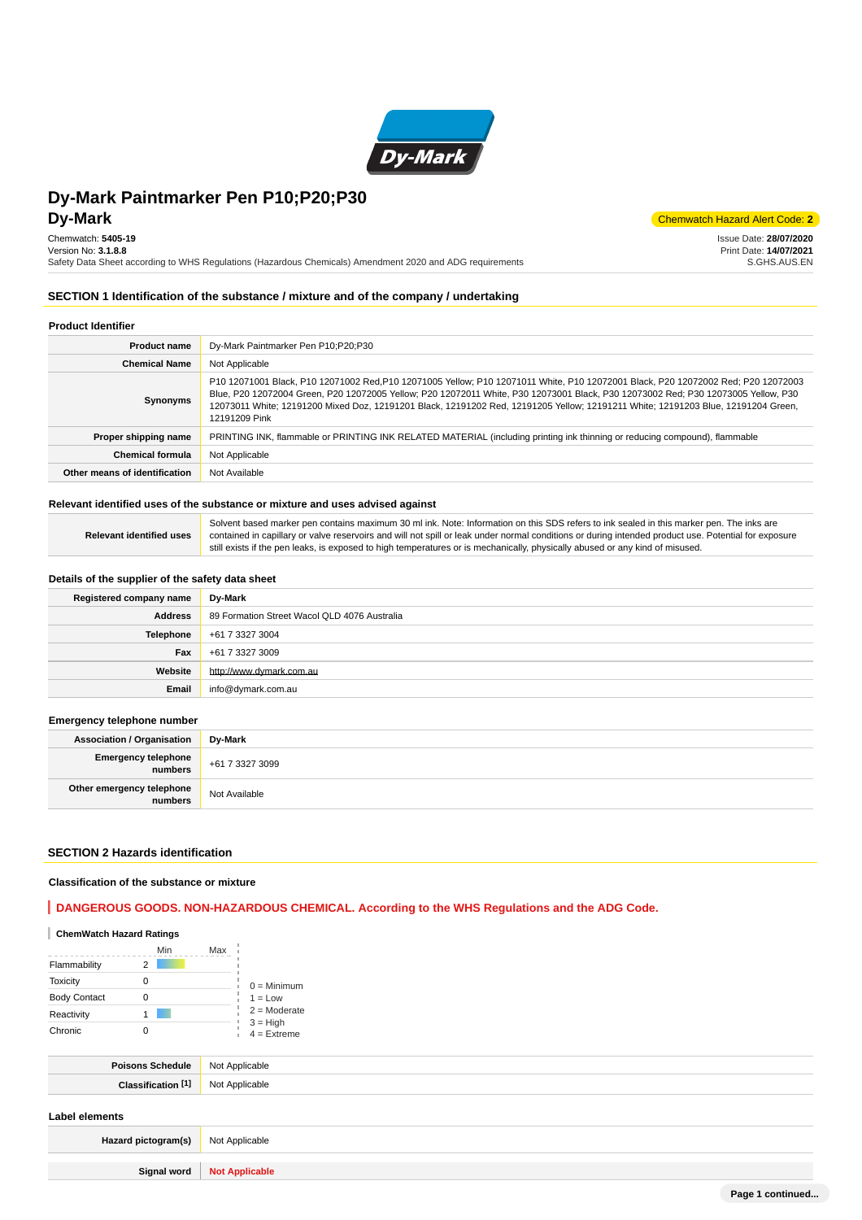# Dy-Mark Paintmarker Pen P10;P20;P30

## Dy-Mark

Chemwatch Hazard Alert Code: **2**

Chemwatch: **5405-19**
Version No: **3.1.8.8**
Safety Data Sheet according to WHS Regulations (Hazardous Chemicals) Amendment 2020 and ADG requirements

Issue Date: **28/07/2020**
Print Date: **14/07/2021**
S.GHS.AUS.EN

## SECTION 1 Identification of the substance / mixture and of the company / undertaking

### Product Identifier

| | |
|---|---|
| **Product name** | Dy-Mark Paintmarker Pen P10;P20;P30 |
| **Chemical Name** | Not Applicable |
| **Synonyms** | P10 12071001 Black, P10 12071002 Red,P10 12071005 Yellow; P10 12071011 White, P10 12072001 Black, P20 12072002 Red; P20 12072003 Blue, P20 12072004 Green, P20 12072005 Yellow; P20 12072011 White, P30 12073001 Black, P30 12073002 Red; P30 12073005 Yellow, P30 12073011 White; 12191200 Mixed Doz, 12191201 Black, 12191202 Red, 12191205 Yellow; 12191211 White; 12191203 Blue, 12191204 Green, 12191209 Pink |
| **Proper shipping name** | PRINTING INK, flammable or PRINTING INK RELATED MATERIAL (including printing ink thinning or reducing compound), flammable |
| **Chemical formula** | Not Applicable |
| **Other means of identification** | Not Available |

### Relevant identified uses of the substance or mixture and uses advised against

| | |
|---|---|
| **Relevant identified uses** | Solvent based marker pen contains maximum 30 ml ink. Note: Information on this SDS refers to ink sealed in this marker pen. The inks are contained in capillary or valve reservoirs and will not spill or leak under normal conditions or during intended product use. Potential for exposure still exists if the pen leaks, is exposed to high temperatures or is mechanically, physically abused or any kind of misused. |

### Details of the supplier of the safety data sheet

| | |
|---|---|
| **Registered company name** | **Dy-Mark** |
| **Address** | 89 Formation Street Wacol QLD 4076 Australia |
| **Telephone** | +61 7 3327 3004 |
| **Fax** | +61 7 3327 3009 |
| **Website** | http://www.dymark.com.au |
| **Email** | info@dymark.com.au |

### Emergency telephone number

| | |
|---|---|
| **Association / Organisation** | **Dy-Mark** |
| **Emergency telephone numbers** | +61 7 3327 3099 |
| **Other emergency telephone numbers** | Not Available |

## SECTION 2 Hazards identification

### Classification of the substance or mixture

**DANGEROUS GOODS. NON-HAZARDOUS CHEMICAL. According to the WHS Regulations and the ADG Code.**

#### ChemWatch Hazard Ratings

| | Rating (Min–Max) |
|---|---|
| Flammability | 2 |
| Toxicity | 0 |
| Body Contact | 0 |
| Reactivity | 1 |
| Chronic | 0 |

0 = Minimum
1 = Low
2 = Moderate
3 = High
4 = Extreme

| | |
|---|---|
| **Poisons Schedule** | Not Applicable |
| **Classification [1]** | Not Applicable |

### Label elements

| | |
|---|---|
| **Hazard pictogram(s)** | Not Applicable |
| **Signal word** | **Not Applicable** |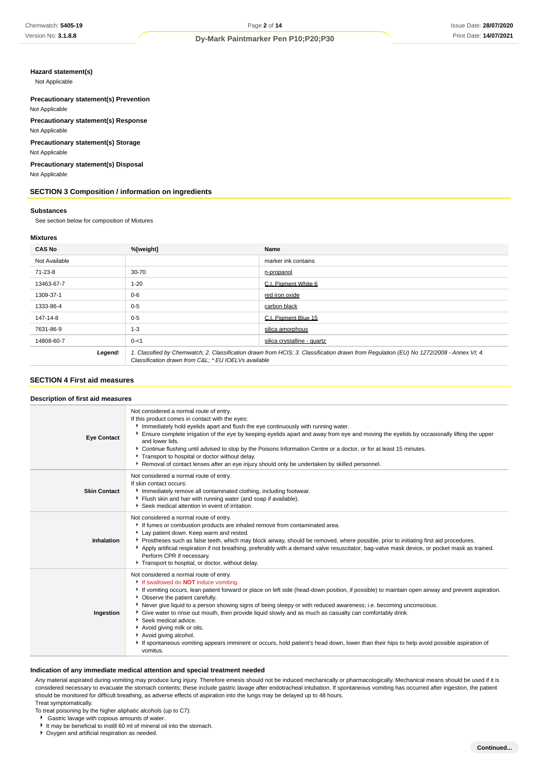**Hazard statement(s)**

Not Applicable

**Precautionary statement(s) Prevention**

Not Applicable

**Precautionary statement(s) Response**

Not Applicable

**Precautionary statement(s) Storage**

Not Applicable

**Precautionary statement(s) Disposal**

Not Applicable

## SECTION 3 Composition / information on ingredients

### Substances

See section below for composition of Mixtures

### Mixtures

| CAS No | %[weight] | Name |
|---|---|---|
| Not Available | | marker ink contains |
| 71-23-8 | 30-70 | n-propanol |
| 13463-67-7 | 1-20 | C.I. Pigment White 6 |
| 1309-37-1 | 0-6 | red iron oxide |
| 1333-86-4 | 0-5 | carbon black |
| 147-14-8 | 0-5 | C.I. Pigment Blue 15 |
| 7631-86-9 | 1-3 | silica amorphous |
| 14808-60-7 | 0-<1 | silica crystalline - quartz |
| ***Legend:*** | *1. Classified by Chemwatch; 2. Classification drawn from HCIS; 3. Classification drawn from Regulation (EU) No 1272/2008 - Annex VI; 4. Classification drawn from C&L; * EU IOELVs available* | |

## SECTION 4 First aid measures

### Description of first aid measures

| | |
|---|---|
| **Eye Contact** | Not considered a normal route of entry.<br>If this product comes in contact with the eyes:<br>▸ Immediately hold eyelids apart and flush the eye continuously with running water.<br>▸ Ensure complete irrigation of the eye by keeping eyelids apart and away from eye and moving the eyelids by occasionally lifting the upper and lower lids.<br>▸ Continue flushing until advised to stop by the Poisons Information Centre or a doctor, or for at least 15 minutes.<br>▸ Transport to hospital or doctor without delay.<br>▸ Removal of contact lenses after an eye injury should only be undertaken by skilled personnel. |
| **Skin Contact** | Not considered a normal route of entry.<br>If skin contact occurs:<br>▸ Immediately remove all contaminated clothing, including footwear.<br>▸ Flush skin and hair with running water (and soap if available).<br>▸ Seek medical attention in event of irritation. |
| **Inhalation** | Not considered a normal route of entry.<br>▸ If fumes or combustion products are inhaled remove from contaminated area.<br>▸ Lay patient down. Keep warm and rested.<br>▸ Prostheses such as false teeth, which may block airway, should be removed, where possible, prior to initiating first aid procedures.<br>▸ Apply artificial respiration if not breathing, preferably with a demand valve resuscitator, bag-valve mask device, or pocket mask as trained. Perform CPR if necessary.<br>▸ Transport to hospital, or doctor, without delay. |
| **Ingestion** | Not considered a normal route of entry.<br>▸ If swallowed do **NOT** induce vomiting.<br>▸ If vomiting occurs, lean patient forward or place on left side (head-down position, if possible) to maintain open airway and prevent aspiration.<br>▸ Observe the patient carefully.<br>▸ Never give liquid to a person showing signs of being sleepy or with reduced awareness; i.e. becoming unconscious.<br>▸ Give water to rinse out mouth, then provide liquid slowly and as much as casualty can comfortably drink.<br>▸ Seek medical advice.<br>▸ Avoid giving milk or oils.<br>▸ Avoid giving alcohol.<br>▸ If spontaneous vomiting appears imminent or occurs, hold patient's head down, lower than their hips to help avoid possible aspiration of vomitus. |

### Indication of any immediate medical attention and special treatment needed

Any material aspirated during vomiting may produce lung injury. Therefore emesis should not be induced mechanically or pharmacologically. Mechanical means should be used if it is considered necessary to evacuate the stomach contents; these include gastric lavage after endotracheal intubation. If spontaneous vomiting has occurred after ingestion, the patient should be monitored for difficult breathing, as adverse effects of aspiration into the lungs may be delayed up to 48 hours.

Treat symptomatically.

To treat poisoning by the higher aliphatic alcohols (up to C7):

- Gastric lavage with copious amounts of water.
- It may be beneficial to instill 60 ml of mineral oil into the stomach.
- Oxygen and artificial respiration as needed.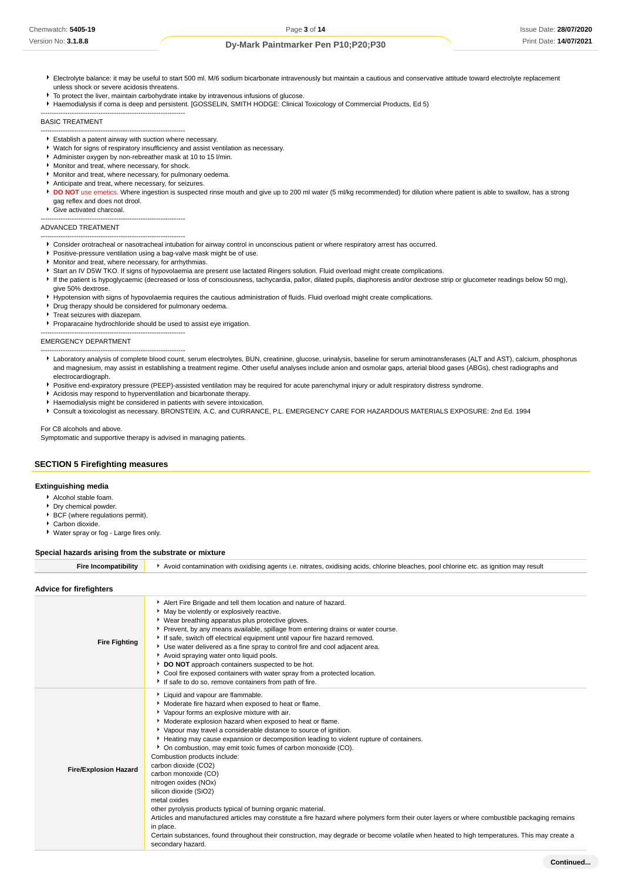- Electrolyte balance: it may be useful to start 500 ml. M/6 sodium bicarbonate intravenously but maintain a cautious and conservative attitude toward electrolyte replacement unless shock or severe acidosis threatens.
- To protect the liver, maintain carbohydrate intake by intravenous infusions of glucose.
- Haemodialysis if coma is deep and persistent. [GOSSELIN, SMITH HODGE: Clinical Toxicology of Commercial Products, Ed 5)

---

BASIC TREATMENT

---

- Establish a patent airway with suction where necessary.
- Watch for signs of respiratory insufficiency and assist ventilation as necessary.
- Administer oxygen by non-rebreather mask at 10 to 15 l/min.
- Monitor and treat, where necessary, for shock.
- Monitor and treat, where necessary, for pulmonary oedema.
- Anticipate and treat, where necessary, for seizures.
- **DO NOT** use emetics. Where ingestion is suspected rinse mouth and give up to 200 ml water (5 ml/kg recommended) for dilution where patient is able to swallow, has a strong gag reflex and does not drool.
- Give activated charcoal.

---

ADVANCED TREATMENT

---

- Consider orotracheal or nasotracheal intubation for airway control in unconscious patient or where respiratory arrest has occurred.
- Positive-pressure ventilation using a bag-valve mask might be of use.
- Monitor and treat, where necessary, for arrhythmias.
- Start an IV D5W TKO. If signs of hypovolaemia are present use lactated Ringers solution. Fluid overload might create complications.
- If the patient is hypoglycaemic (decreased or loss of consciousness, tachycardia, pallor, dilated pupils, diaphoresis and/or dextrose strip or glucometer readings below 50 mg), give 50% dextrose.
- Hypotension with signs of hypovolaemia requires the cautious administration of fluids. Fluid overload might create complications.
- Drug therapy should be considered for pulmonary oedema.
- Treat seizures with diazepam.
- Proparacaine hydrochloride should be used to assist eye irrigation.

---

EMERGENCY DEPARTMENT

---

- Laboratory analysis of complete blood count, serum electrolytes, BUN, creatinine, glucose, urinalysis, baseline for serum aminotransferases (ALT and AST), calcium, phosphorus and magnesium, may assist in establishing a treatment regime. Other useful analyses include anion and osmolar gaps, arterial blood gases (ABGs), chest radiographs and electrocardiograph.
- Positive end-expiratory pressure (PEEP)-assisted ventilation may be required for acute parenchymal injury or adult respiratory distress syndrome.
- Acidosis may respond to hyperventilation and bicarbonate therapy.
- Haemodialysis might be considered in patients with severe intoxication.
- Consult a toxicologist as necessary. BRONSTEIN, A.C. and CURRANCE, P.L. EMERGENCY CARE FOR HAZARDOUS MATERIALS EXPOSURE: 2nd Ed. 1994

For C8 alcohols and above.
Symptomatic and supportive therapy is advised in managing patients.

## SECTION 5 Firefighting measures

### Extinguishing media

- Alcohol stable foam.
- Dry chemical powder.
- BCF (where regulations permit).
- Carbon dioxide.
- Water spray or fog - Large fires only.

### Special hazards arising from the substrate or mixture

| | |
|---|---|
| **Fire Incompatibility** | Avoid contamination with oxidising agents i.e. nitrates, oxidising acids, chlorine bleaches, pool chlorine etc. as ignition may result |

### Advice for firefighters

| | |
|---|---|
| **Fire Fighting** | - Alert Fire Brigade and tell them location and nature of hazard.<br>- May be violently or explosively reactive.<br>- Wear breathing apparatus plus protective gloves.<br>- Prevent, by any means available, spillage from entering drains or water course.<br>- If safe, switch off electrical equipment until vapour fire hazard removed.<br>- Use water delivered as a fine spray to control fire and cool adjacent area.<br>- Avoid spraying water onto liquid pools.<br>- **DO NOT** approach containers suspected to be hot.<br>- Cool fire exposed containers with water spray from a protected location.<br>- If safe to do so, remove containers from path of fire. |
| **Fire/Explosion Hazard** | - Liquid and vapour are flammable.<br>- Moderate fire hazard when exposed to heat or flame.<br>- Vapour forms an explosive mixture with air.<br>- Moderate explosion hazard when exposed to heat or flame.<br>- Vapour may travel a considerable distance to source of ignition.<br>- Heating may cause expansion or decomposition leading to violent rupture of containers.<br>- On combustion, may emit toxic fumes of carbon monoxide (CO).<br>Combustion products include:<br>carbon dioxide ($CO_2$)<br>carbon monoxide (CO)<br>nitrogen oxides ($NO_x$)<br>silicon dioxide ($SiO_2$)<br>metal oxides<br>other pyrolysis products typical of burning organic material.<br>Articles and manufactured articles may constitute a fire hazard where polymers form their outer layers or where combustible packaging remains in place.<br>Certain substances, found throughout their construction, may degrade or become volatile when heated to high temperatures. This may create a secondary hazard. |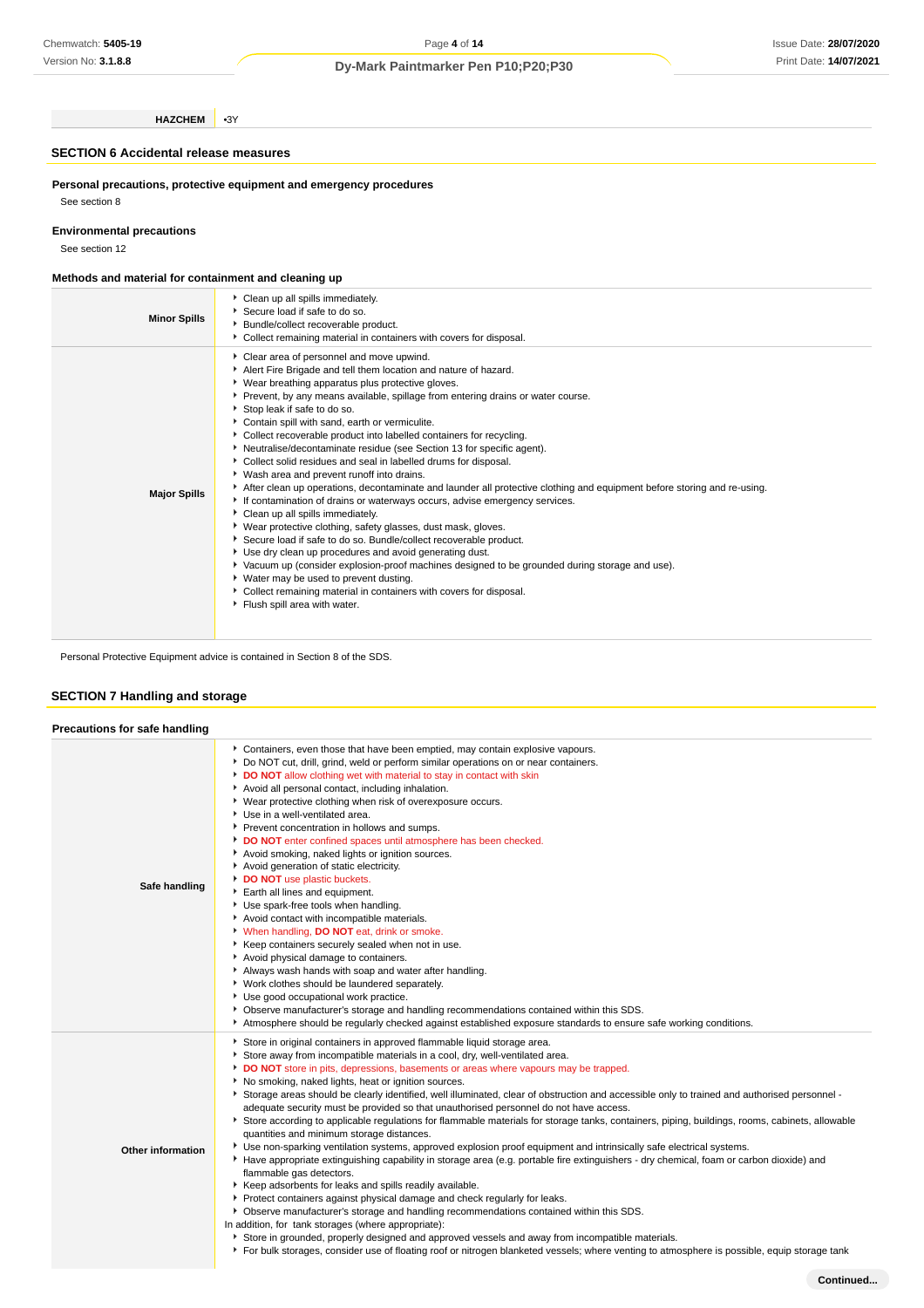| HAZCHEM | •3Y |
|---|---|

## SECTION 6 Accidental release measures

### Personal precautions, protective equipment and emergency procedures

See section 8

### Environmental precautions

See section 12

### Methods and material for containment and cleaning up

| | |
|---|---|
| **Minor Spills** | • Clean up all spills immediately.<br>• Secure load if safe to do so.<br>• Bundle/collect recoverable product.<br>• Collect remaining material in containers with covers for disposal. |
| **Major Spills** | • Clear area of personnel and move upwind.<br>• Alert Fire Brigade and tell them location and nature of hazard.<br>• Wear breathing apparatus plus protective gloves.<br>• Prevent, by any means available, spillage from entering drains or water course.<br>• Stop leak if safe to do so.<br>• Contain spill with sand, earth or vermiculite.<br>• Collect recoverable product into labelled containers for recycling.<br>• Neutralise/decontaminate residue (see Section 13 for specific agent).<br>• Collect solid residues and seal in labelled drums for disposal.<br>• Wash area and prevent runoff into drains.<br>• After clean up operations, decontaminate and launder all protective clothing and equipment before storing and re-using.<br>• If contamination of drains or waterways occurs, advise emergency services.<br>• Clean up all spills immediately.<br>• Wear protective clothing, safety glasses, dust mask, gloves.<br>• Secure load if safe to do so. Bundle/collect recoverable product.<br>• Use dry clean up procedures and avoid generating dust.<br>• Vacuum up (consider explosion-proof machines designed to be grounded during storage and use).<br>• Water may be used to prevent dusting.<br>• Collect remaining material in containers with covers for disposal.<br>• Flush spill area with water. |

Personal Protective Equipment advice is contained in Section 8 of the SDS.

## SECTION 7 Handling and storage

### Precautions for safe handling

| | |
|---|---|
| **Safe handling** | • Containers, even those that have been emptied, may contain explosive vapours.<br>• Do NOT cut, drill, grind, weld or perform similar operations on or near containers.<br>• **DO NOT** allow clothing wet with material to stay in contact with skin<br>• Avoid all personal contact, including inhalation.<br>• Wear protective clothing when risk of overexposure occurs.<br>• Use in a well-ventilated area.<br>• Prevent concentration in hollows and sumps.<br>• **DO NOT** enter confined spaces until atmosphere has been checked.<br>• Avoid smoking, naked lights or ignition sources.<br>• Avoid generation of static electricity.<br>• **DO NOT** use plastic buckets.<br>• Earth all lines and equipment.<br>• Use spark-free tools when handling.<br>• Avoid contact with incompatible materials.<br>• When handling, **DO NOT** eat, drink or smoke.<br>• Keep containers securely sealed when not in use.<br>• Avoid physical damage to containers.<br>• Always wash hands with soap and water after handling.<br>• Work clothes should be laundered separately.<br>• Use good occupational work practice.<br>• Observe manufacturer's storage and handling recommendations contained within this SDS.<br>• Atmosphere should be regularly checked against established exposure standards to ensure safe working conditions. |
| **Other information** | • Store in original containers in approved flammable liquid storage area.<br>• Store away from incompatible materials in a cool, dry, well-ventilated area.<br>• **DO NOT** store in pits, depressions, basements or areas where vapours may be trapped.<br>• No smoking, naked lights, heat or ignition sources.<br>• Storage areas should be clearly identified, well illuminated, clear of obstruction and accessible only to trained and authorised personnel - adequate security must be provided so that unauthorised personnel do not have access.<br>• Store according to applicable regulations for flammable materials for storage tanks, containers, piping, buildings, rooms, cabinets, allowable quantities and minimum storage distances.<br>• Use non-sparking ventilation systems, approved explosion proof equipment and intrinsically safe electrical systems.<br>• Have appropriate extinguishing capability in storage area (e.g. portable fire extinguishers - dry chemical, foam or carbon dioxide) and flammable gas detectors.<br>• Keep adsorbents for leaks and spills readily available.<br>• Protect containers against physical damage and check regularly for leaks.<br>• Observe manufacturer's storage and handling recommendations contained within this SDS.<br>In addition, for tank storages (where appropriate):<br>• Store in grounded, properly designed and approved vessels and away from incompatible materials.<br>• For bulk storages, consider use of floating roof or nitrogen blanketed vessels; where venting to atmosphere is possible, equip storage tank |

Continued...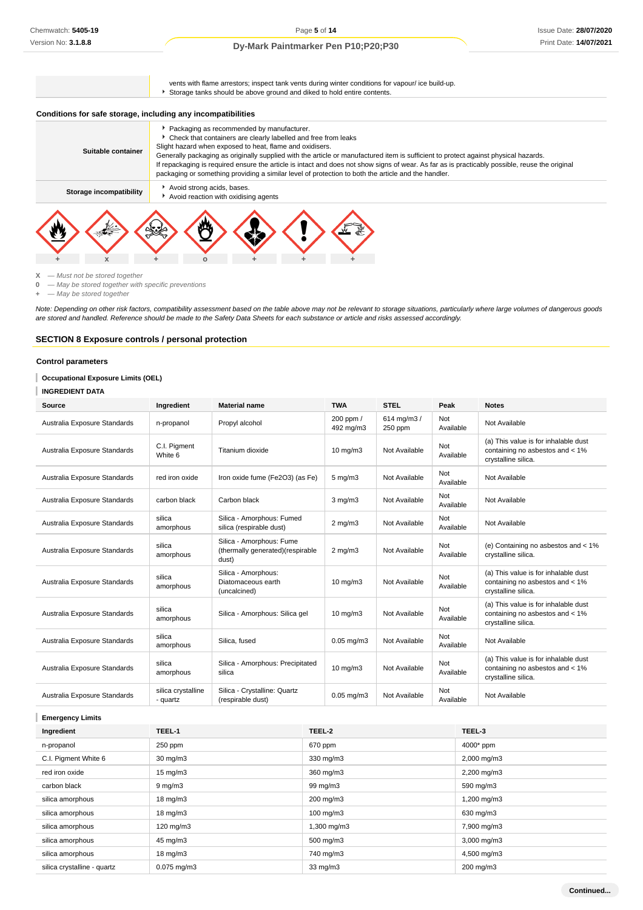| | |
|---|---|
| | vents with flame arrestors; inspect tank vents during winter conditions for vapour/ ice build-up.<br>- Storage tanks should be above ground and diked to hold entire contents. |

### Conditions for safe storage, including any incompatibilities

| | |
|---|---|
| **Suitable container** | - Packaging as recommended by manufacturer.<br>- Check that containers are clearly labelled and free from leaks<br>Slight hazard when exposed to heat, flame and oxidisers.<br>Generally packaging as originally supplied with the article or manufactured item is sufficient to protect against physical hazards.<br>If repackaging is required ensure the article is intact and does not show signs of wear. As far as is practicably possible, reuse the original packaging or something providing a similar level of protection to both the article and the handler. |
| **Storage incompatibility** | - Avoid strong acids, bases.<br>- Avoid reaction with oxidising agents |

| | | | | | | |
|---|---|---|---|---|---|---|
| + | x | + | o | + | + | + |

**X** — *Must not be stored together*
**0** — *May be stored together with specific preventions*
**+** — *May be stored together*

*Note: Depending on other risk factors, compatibility assessment based on the table above may not be relevant to storage situations, particularly where large volumes of dangerous goods are stored and handled. Reference should be made to the Safety Data Sheets for each substance or article and risks assessed accordingly.*

## SECTION 8 Exposure controls / personal protection

### Control parameters

#### Occupational Exposure Limits (OEL)

#### INGREDIENT DATA

| Source | Ingredient | Material name | TWA | STEL | Peak | Notes |
|---|---|---|---|---|---|---|
| Australia Exposure Standards | n-propanol | Propyl alcohol | 200 ppm / 492 mg/m3 | 614 mg/m3 / 250 ppm | Not Available | Not Available |
| Australia Exposure Standards | C.I. Pigment White 6 | Titanium dioxide | 10 mg/m3 | Not Available | Not Available | (a) This value is for inhalable dust containing no asbestos and < 1% crystalline silica. |
| Australia Exposure Standards | red iron oxide | Iron oxide fume (Fe2O3) (as Fe) | 5 mg/m3 | Not Available | Not Available | Not Available |
| Australia Exposure Standards | carbon black | Carbon black | 3 mg/m3 | Not Available | Not Available | Not Available |
| Australia Exposure Standards | silica amorphous | Silica - Amorphous: Fumed silica (respirable dust) | 2 mg/m3 | Not Available | Not Available | Not Available |
| Australia Exposure Standards | silica amorphous | Silica - Amorphous: Fume (thermally generated)(respirable dust) | 2 mg/m3 | Not Available | Not Available | (e) Containing no asbestos and < 1% crystalline silica. |
| Australia Exposure Standards | silica amorphous | Silica - Amorphous: Diatomaceous earth (uncalcined) | 10 mg/m3 | Not Available | Not Available | (a) This value is for inhalable dust containing no asbestos and < 1% crystalline silica. |
| Australia Exposure Standards | silica amorphous | Silica - Amorphous: Silica gel | 10 mg/m3 | Not Available | Not Available | (a) This value is for inhalable dust containing no asbestos and < 1% crystalline silica. |
| Australia Exposure Standards | silica amorphous | Silica, fused | 0.05 mg/m3 | Not Available | Not Available | Not Available |
| Australia Exposure Standards | silica amorphous | Silica - Amorphous: Precipitated silica | 10 mg/m3 | Not Available | Not Available | (a) This value is for inhalable dust containing no asbestos and < 1% crystalline silica. |
| Australia Exposure Standards | silica crystalline - quartz | Silica - Crystalline: Quartz (respirable dust) | 0.05 mg/m3 | Not Available | Not Available | Not Available |

#### Emergency Limits

| Ingredient | TEEL-1 | TEEL-2 | TEEL-3 |
|---|---|---|---|
| n-propanol | 250 ppm | 670 ppm | 4000* ppm |
| C.I. Pigment White 6 | 30 mg/m3 | 330 mg/m3 | 2,000 mg/m3 |
| red iron oxide | 15 mg/m3 | 360 mg/m3 | 2,200 mg/m3 |
| carbon black | 9 mg/m3 | 99 mg/m3 | 590 mg/m3 |
| silica amorphous | 18 mg/m3 | 200 mg/m3 | 1,200 mg/m3 |
| silica amorphous | 18 mg/m3 | 100 mg/m3 | 630 mg/m3 |
| silica amorphous | 120 mg/m3 | 1,300 mg/m3 | 7,900 mg/m3 |
| silica amorphous | 45 mg/m3 | 500 mg/m3 | 3,000 mg/m3 |
| silica amorphous | 18 mg/m3 | 740 mg/m3 | 4,500 mg/m3 |
| silica crystalline - quartz | 0.075 mg/m3 | 33 mg/m3 | 200 mg/m3 |

**Continued...**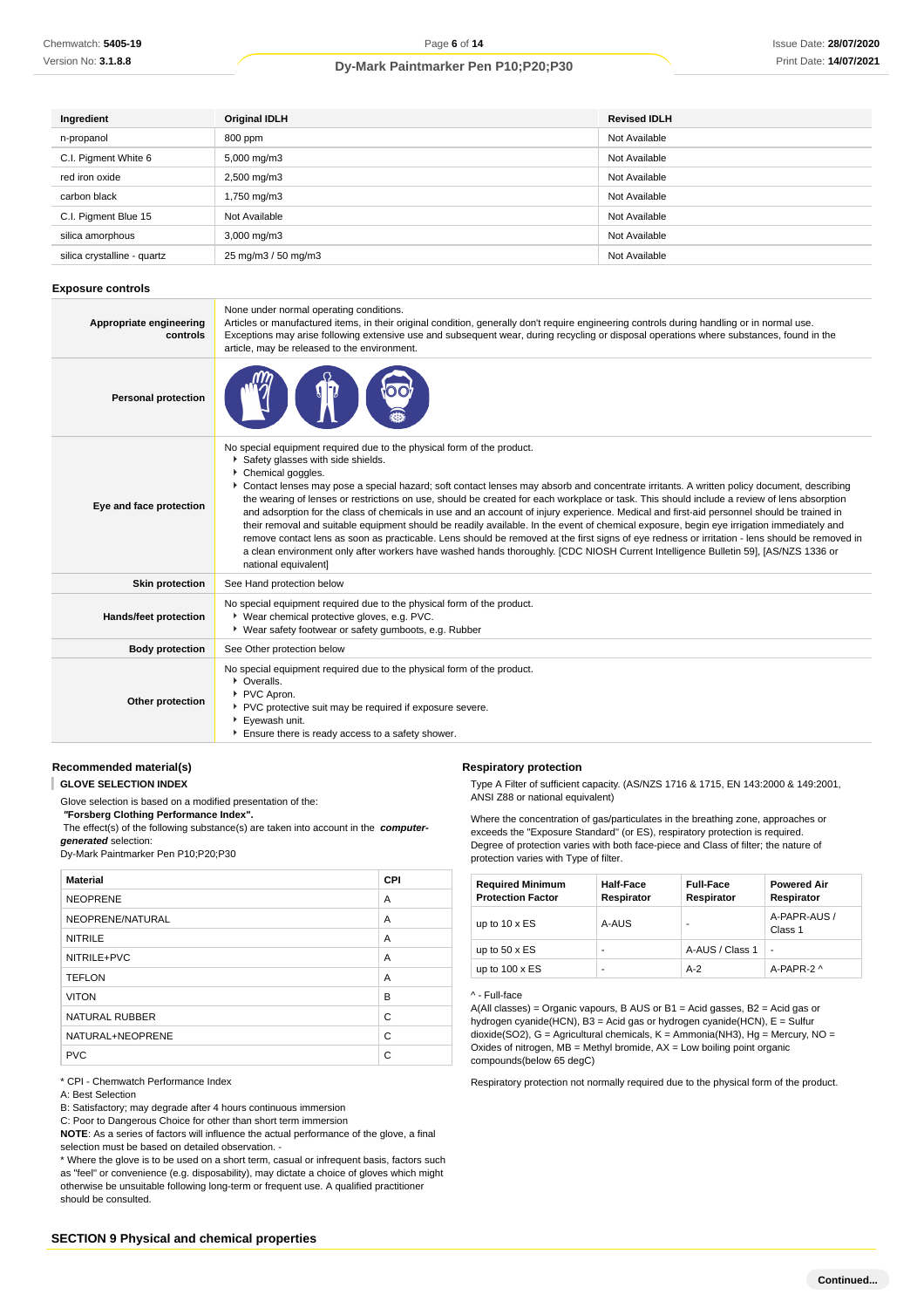| Ingredient | Original IDLH | Revised IDLH |
|---|---|---|
| n-propanol | 800 ppm | Not Available |
| C.I. Pigment White 6 | 5,000 mg/m3 | Not Available |
| red iron oxide | 2,500 mg/m3 | Not Available |
| carbon black | 1,750 mg/m3 | Not Available |
| C.I. Pigment Blue 15 | Not Available | Not Available |
| silica amorphous | 3,000 mg/m3 | Not Available |
| silica crystalline - quartz | 25 mg/m3 / 50 mg/m3 | Not Available |

### Exposure controls

| | |
|---|---|
| **Appropriate engineering controls** | None under normal operating conditions. Articles or manufactured items, in their original condition, generally don't require engineering controls during handling or in normal use. Exceptions may arise following extensive use and subsequent wear, during recycling or disposal operations where substances, found in the article, may be released to the environment. |
| **Personal protection** | |
| **Eye and face protection** | No special equipment required due to the physical form of the product. ▸ Safety glasses with side shields. ▸ Chemical goggles. ▸ Contact lenses may pose a special hazard; soft contact lenses may absorb and concentrate irritants. A written policy document, describing the wearing of lenses or restrictions on use, should be created for each workplace or task. This should include a review of lens absorption and adsorption for the class of chemicals in use and an account of injury experience. Medical and first-aid personnel should be trained in their removal and suitable equipment should be readily available. In the event of chemical exposure, begin eye irrigation immediately and remove contact lens as soon as practicable. Lens should be removed at the first signs of eye redness or irritation - lens should be removed in a clean environment only after workers have washed hands thoroughly. [CDC NIOSH Current Intelligence Bulletin 59], [AS/NZS 1336 or national equivalent] |
| **Skin protection** | See Hand protection below |
| **Hands/feet protection** | No special equipment required due to the physical form of the product. ▸ Wear chemical protective gloves, e.g. PVC. ▸ Wear safety footwear or safety gumboots, e.g. Rubber |
| **Body protection** | See Other protection below |
| **Other protection** | No special equipment required due to the physical form of the product. ▸ Overalls. ▸ PVC Apron. ▸ PVC protective suit may be required if exposure severe. ▸ Eyewash unit. ▸ Ensure there is ready access to a safety shower. |

### Recommended material(s)

**GLOVE SELECTION INDEX**

Glove selection is based on a modified presentation of the:

***"Forsberg Clothing Performance Index".***

The effect(s) of the following substance(s) are taken into account in the ***computer-generated*** selection:

Dy-Mark Paintmarker Pen P10;P20;P30

| Material | CPI |
|---|---|
| NEOPRENE | A |
| NEOPRENE/NATURAL | A |
| NITRILE | A |
| NITRILE+PVC | A |
| TEFLON | A |
| VITON | B |
| NATURAL RUBBER | C |
| NATURAL+NEOPRENE | C |
| PVC | C |

\* CPI - Chemwatch Performance Index

A: Best Selection

B: Satisfactory; may degrade after 4 hours continuous immersion

C: Poor to Dangerous Choice for other than short term immersion

**NOTE**: As a series of factors will influence the actual performance of the glove, a final selection must be based on detailed observation. -

\* Where the glove is to be used on a short term, casual or infrequent basis, factors such as "feel" or convenience (e.g. disposability), may dictate a choice of gloves which might otherwise be unsuitable following long-term or frequent use. A qualified practitioner should be consulted.

### Respiratory protection

Type A Filter of sufficient capacity. (AS/NZS 1716 & 1715, EN 143:2000 & 149:2001, ANSI Z88 or national equivalent)

Where the concentration of gas/particulates in the breathing zone, approaches or exceeds the "Exposure Standard" (or ES), respiratory protection is required. Degree of protection varies with both face-piece and Class of filter; the nature of protection varies with Type of filter.

| Required Minimum Protection Factor | Half-Face Respirator | Full-Face Respirator | Powered Air Respirator |
|---|---|---|---|
| up to 10 x ES | A-AUS | - | A-PAPR-AUS / Class 1 |
| up to 50 x ES | - | A-AUS / Class 1 | - |
| up to 100 x ES | - | A-2 | A-PAPR-2 ^ |

^ - Full-face

A(All classes) = Organic vapours, B AUS or B1 = Acid gasses, B2 = Acid gas or hydrogen cyanide(HCN), B3 = Acid gas or hydrogen cyanide(HCN), E = Sulfur dioxide(SO2), G = Agricultural chemicals, K = Ammonia(NH3), Hg = Mercury, NO = Oxides of nitrogen, MB = Methyl bromide, AX = Low boiling point organic compounds(below 65 degC)

Respiratory protection not normally required due to the physical form of the product.

## SECTION 9 Physical and chemical properties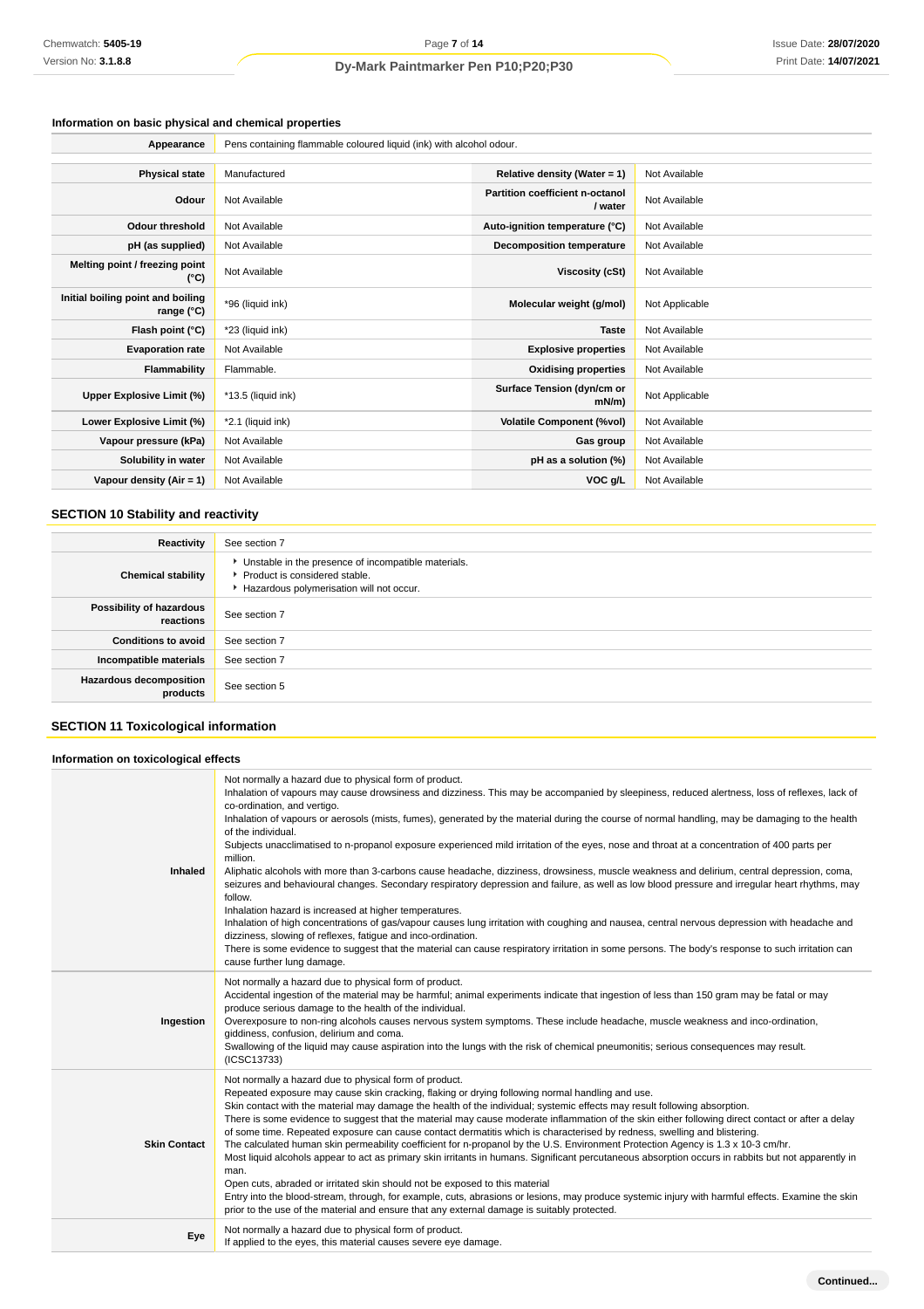### Information on basic physical and chemical properties

| Appearance | Pens containing flammable coloured liquid (ink) with alcohol odour. | | |
|---|---|---|---|
| **Physical state** | Manufactured | **Relative density (Water = 1)** | Not Available |
| **Odour** | Not Available | **Partition coefficient n-octanol / water** | Not Available |
| **Odour threshold** | Not Available | **Auto-ignition temperature (°C)** | Not Available |
| **pH (as supplied)** | Not Available | **Decomposition temperature** | Not Available |
| **Melting point / freezing point (°C)** | Not Available | **Viscosity (cSt)** | Not Available |
| **Initial boiling point and boiling range (°C)** | *96 (liquid ink) | **Molecular weight (g/mol)** | Not Applicable |
| **Flash point (°C)** | *23 (liquid ink) | **Taste** | Not Available |
| **Evaporation rate** | Not Available | **Explosive properties** | Not Available |
| **Flammability** | Flammable. | **Oxidising properties** | Not Available |
| **Upper Explosive Limit (%)** | *13.5 (liquid ink) | **Surface Tension (dyn/cm or mN/m)** | Not Applicable |
| **Lower Explosive Limit (%)** | *2.1 (liquid ink) | **Volatile Component (%vol)** | Not Available |
| **Vapour pressure (kPa)** | Not Available | **Gas group** | Not Available |
| **Solubility in water** | Not Available | **pH as a solution (%)** | Not Available |
| **Vapour density (Air = 1)** | Not Available | **VOC g/L** | Not Available |

## SECTION 10 Stability and reactivity

| | |
|---|---|
| **Reactivity** | See section 7 |
| **Chemical stability** | ‣ Unstable in the presence of incompatible materials.<br>‣ Product is considered stable.<br>‣ Hazardous polymerisation will not occur. |
| **Possibility of hazardous reactions** | See section 7 |
| **Conditions to avoid** | See section 7 |
| **Incompatible materials** | See section 7 |
| **Hazardous decomposition products** | See section 5 |

## SECTION 11 Toxicological information

### Information on toxicological effects

| | |
|---|---|
| **Inhaled** | Not normally a hazard due to physical form of product.<br>Inhalation of vapours may cause drowsiness and dizziness. This may be accompanied by sleepiness, reduced alertness, loss of reflexes, lack of co-ordination, and vertigo.<br>Inhalation of vapours or aerosols (mists, fumes), generated by the material during the course of normal handling, may be damaging to the health of the individual.<br>Subjects unacclimatised to n-propanol exposure experienced mild irritation of the eyes, nose and throat at a concentration of 400 parts per million.<br>Aliphatic alcohols with more than 3-carbons cause headache, dizziness, drowsiness, muscle weakness and delirium, central depression, coma, seizures and behavioural changes. Secondary respiratory depression and failure, as well as low blood pressure and irregular heart rhythms, may follow.<br>Inhalation hazard is increased at higher temperatures.<br>Inhalation of high concentrations of gas/vapour causes lung irritation with coughing and nausea, central nervous depression with headache and dizziness, slowing of reflexes, fatigue and inco-ordination.<br>There is some evidence to suggest that the material can cause respiratory irritation in some persons. The body's response to such irritation can cause further lung damage. |
| **Ingestion** | Not normally a hazard due to physical form of product.<br>Accidental ingestion of the material may be harmful; animal experiments indicate that ingestion of less than 150 gram may be fatal or may produce serious damage to the health of the individual.<br>Overexposure to non-ring alcohols causes nervous system symptoms. These include headache, muscle weakness and inco-ordination, giddiness, confusion, delirium and coma.<br>Swallowing of the liquid may cause aspiration into the lungs with the risk of chemical pneumonitis; serious consequences may result. (ICSC13733) |
| **Skin Contact** | Not normally a hazard due to physical form of product.<br>Repeated exposure may cause skin cracking, flaking or drying following normal handling and use.<br>Skin contact with the material may damage the health of the individual; systemic effects may result following absorption.<br>There is some evidence to suggest that the material may cause moderate inflammation of the skin either following direct contact or after a delay of some time. Repeated exposure can cause contact dermatitis which is characterised by redness, swelling and blistering.<br>The calculated human skin permeability coefficient for n-propanol by the U.S. Environment Protection Agency is 1.3 x 10-3 cm/hr.<br>Most liquid alcohols appear to act as primary skin irritants in humans. Significant percutaneous absorption occurs in rabbits but not apparently in man.<br>Open cuts, abraded or irritated skin should not be exposed to this material<br>Entry into the blood-stream, through, for example, cuts, abrasions or lesions, may produce systemic injury with harmful effects. Examine the skin prior to the use of the material and ensure that any external damage is suitably protected. |
| **Eye** | Not normally a hazard due to physical form of product.<br>If applied to the eyes, this material causes severe eye damage. |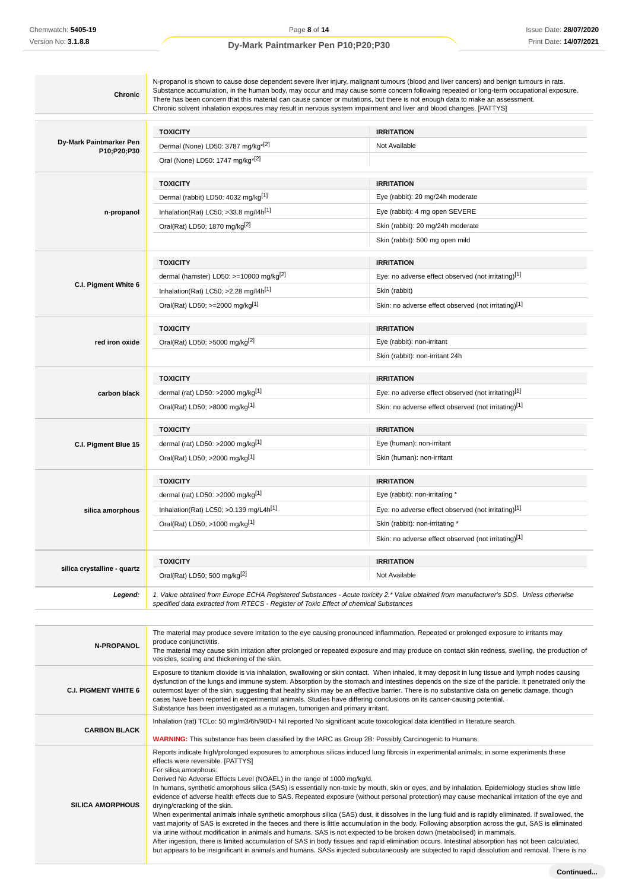| | |
|---|---|
| **Chronic** | N-propanol is shown to cause dose dependent severe liver injury, malignant tumours (blood and liver cancers) and benign tumours in rats. Substance accumulation, in the human body, may occur and may cause some concern following repeated or long-term occupational exposure. There has been concern that this material can cause cancer or mutations, but there is not enough data to make an assessment. Chronic solvent inhalation exposures may result in nervous system impairment and liver and blood changes. [PATTYS] |

| | TOXICITY | IRRITATION |
|---|---|---|
| **Dy-Mark Paintmarker Pen P10;P20;P30** | Dermal (None) LD50: 3787 mg/kg*[2] | Not Available |
| | Oral (None) LD50: 1747 mg/kg*[2] | |
| **n-propanol** | Dermal (rabbit) LD50: 4032 mg/kg[1] | Eye (rabbit): 20 mg/24h moderate |
| | Inhalation(Rat) LC50; >33.8 mg/l4h[1] | Eye (rabbit): 4 mg open SEVERE |
| | Oral(Rat) LD50; 1870 mg/kg[2] | Skin (rabbit): 20 mg/24h moderate |
| | | Skin (rabbit): 500 mg open mild |
| **C.I. Pigment White 6** | dermal (hamster) LD50: >=10000 mg/kg[2] | Eye: no adverse effect observed (not irritating)[1] |
| | Inhalation(Rat) LC50; >2.28 mg/l4h[1] | Skin (rabbit) |
| | Oral(Rat) LD50; >=2000 mg/kg[1] | Skin: no adverse effect observed (not irritating)[1] |
| **red iron oxide** | Oral(Rat) LD50; >5000 mg/kg[2] | Eye (rabbit): non-irritant |
| | | Skin (rabbit): non-irritant 24h |
| **carbon black** | dermal (rat) LD50: >2000 mg/kg[1] | Eye: no adverse effect observed (not irritating)[1] |
| | Oral(Rat) LD50; >8000 mg/kg[1] | Skin: no adverse effect observed (not irritating)[1] |
| **C.I. Pigment Blue 15** | dermal (rat) LD50: >2000 mg/kg[1] | Eye (human): non-irritant |
| | Oral(Rat) LD50; >2000 mg/kg[1] | Skin (human): non-irritant |
| **silica amorphous** | dermal (rat) LD50: >2000 mg/kg[1] | Eye (rabbit): non-irritating * |
| | Inhalation(Rat) LC50; >0.139 mg/L4h[1] | Eye: no adverse effect observed (not irritating)[1] |
| | Oral(Rat) LD50; >1000 mg/kg[1] | Skin (rabbit): non-irritating * |
| | | Skin: no adverse effect observed (not irritating)[1] |
| **silica crystalline - quartz** | Oral(Rat) LD50; 500 mg/kg[2] | Not Available |

| | |
|---|---|
| ***Legend:*** | *1. Value obtained from Europe ECHA Registered Substances - Acute toxicity 2.\* Value obtained from manufacturer's SDS. Unless otherwise specified data extracted from RTECS - Register of Toxic Effect of chemical Substances* |

| | |
|---|---|
| **N-PROPANOL** | The material may produce severe irritation to the eye causing pronounced inflammation. Repeated or prolonged exposure to irritants may produce conjunctivitis.<br>The material may cause skin irritation after prolonged or repeated exposure and may produce on contact skin redness, swelling, the production of vesicles, scaling and thickening of the skin. |
| **C.I. PIGMENT WHITE 6** | Exposure to titanium dioxide is via inhalation, swallowing or skin contact. When inhaled, it may deposit in lung tissue and lymph nodes causing dysfunction of the lungs and immune system. Absorption by the stomach and intestines depends on the size of the particle. It penetrated only the outermost layer of the skin, suggesting that healthy skin may be an effective barrier. There is no substantive data on genetic damage, though cases have been reported in experimental animals. Studies have differing conclusions on its cancer-causing potential.<br>Substance has been investigated as a mutagen, tumorigen and primary irritant. |
| **CARBON BLACK** | Inhalation (rat) TCLo: 50 mg/m3/6h/90D-I Nil reported No significant acute toxicological data identified in literature search.<br><br>**WARNING:** This substance has been classified by the IARC as Group 2B: Possibly Carcinogenic to Humans. |
| **SILICA AMORPHOUS** | Reports indicate high/prolonged exposures to amorphous silicas induced lung fibrosis in experimental animals; in some experiments these effects were reversible. [PATTYS]<br>For silica amorphous:<br>Derived No Adverse Effects Level (NOAEL) in the range of 1000 mg/kg/d.<br>In humans, synthetic amorphous silica (SAS) is essentially non-toxic by mouth, skin or eyes, and by inhalation. Epidemiology studies show little evidence of adverse health effects due to SAS. Repeated exposure (without personal protection) may cause mechanical irritation of the eye and drying/cracking of the skin.<br>When experimental animals inhale synthetic amorphous silica (SAS) dust, it dissolves in the lung fluid and is rapidly eliminated. If swallowed, the vast majority of SAS is excreted in the faeces and there is little accumulation in the body. Following absorption across the gut, SAS is eliminated via urine without modification in animals and humans. SAS is not expected to be broken down (metabolised) in mammals.<br>After ingestion, there is limited accumulation of SAS in body tissues and rapid elimination occurs. Intestinal absorption has not been calculated, but appears to be insignificant in animals and humans. SASs injected subcutaneously are subjected to rapid dissolution and removal. There is no |

**Continued...**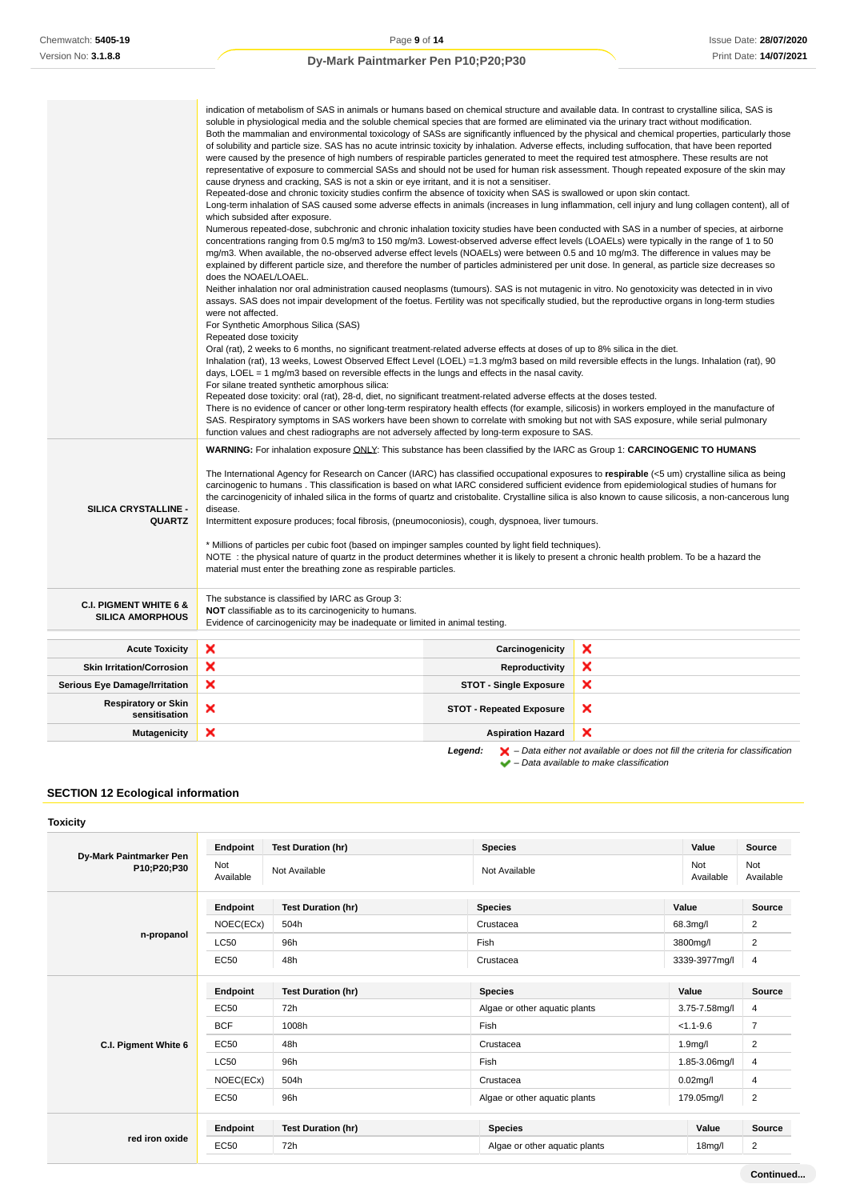| | |
|---|---|
| | indication of metabolism of SAS in animals or humans based on chemical structure and available data. In contrast to crystalline silica, SAS is soluble in physiological media and the soluble chemical species that are formed are eliminated via the urinary tract without modification.<br>Both the mammalian and environmental toxicology of SASs are significantly influenced by the physical and chemical properties, particularly those of solubility and particle size. SAS has no acute intrinsic toxicity by inhalation. Adverse effects, including suffocation, that have been reported were caused by the presence of high numbers of respirable particles generated to meet the required test atmosphere. These results are not representative of exposure to commercial SASs and should not be used for human risk assessment. Though repeated exposure of the skin may cause dryness and cracking, SAS is not a skin or eye irritant, and it is not a sensitiser.<br>Repeated-dose and chronic toxicity studies confirm the absence of toxicity when SAS is swallowed or upon skin contact.<br>Long-term inhalation of SAS caused some adverse effects in animals (increases in lung inflammation, cell injury and lung collagen content), all of which subsided after exposure.<br>Numerous repeated-dose, subchronic and chronic inhalation toxicity studies have been conducted with SAS in a number of species, at airborne concentrations ranging from 0.5 mg/m3 to 150 mg/m3. Lowest-observed adverse effect levels (LOAELs) were typically in the range of 1 to 50 mg/m3. When available, the no-observed adverse effect levels (NOAELs) were between 0.5 and 10 mg/m3. The difference in values may be explained by different particle size, and therefore the number of particles administered per unit dose. In general, as particle size decreases so does the NOAEL/LOAEL.<br>Neither inhalation nor oral administration caused neoplasms (tumours). SAS is not mutagenic in vitro. No genotoxicity was detected in in vivo assays. SAS does not impair development of the foetus. Fertility was not specifically studied, but the reproductive organs in long-term studies were not affected.<br>For Synthetic Amorphous Silica (SAS)<br>Repeated dose toxicity<br>Oral (rat), 2 weeks to 6 months, no significant treatment-related adverse effects at doses of up to 8% silica in the diet.<br>Inhalation (rat), 13 weeks, Lowest Observed Effect Level (LOEL) =1.3 mg/m3 based on mild reversible effects in the lungs. Inhalation (rat), 90 days, LOEL = 1 mg/m3 based on reversible effects in the lungs and effects in the nasal cavity.<br>For silane treated synthetic amorphous silica:<br>Repeated dose toxicity: oral (rat), 28-d, diet, no significant treatment-related adverse effects at the doses tested.<br>There is no evidence of cancer or other long-term respiratory health effects (for example, silicosis) in workers employed in the manufacture of SAS. Respiratory symptoms in SAS workers have been shown to correlate with smoking but not with SAS exposure, while serial pulmonary function values and chest radiographs are not adversely affected by long-term exposure to SAS. |
| **SILICA CRYSTALLINE - QUARTZ** | **WARNING:** For inhalation exposure ONLY: This substance has been classified by the IARC as Group 1: **CARCINOGENIC TO HUMANS**<br><br>The International Agency for Research on Cancer (IARC) has classified occupational exposures to **respirable** (<5 um) crystalline silica as being carcinogenic to humans . This classification is based on what IARC considered sufficient evidence from epidemiological studies of humans for the carcinogenicity of inhaled silica in the forms of quartz and cristobalite. Crystalline silica is also known to cause silicosis, a non-cancerous lung disease.<br>Intermittent exposure produces; focal fibrosis, (pneumoconiosis), cough, dyspnoea, liver tumours.<br><br>* Millions of particles per cubic foot (based on impinger samples counted by light field techniques).<br>NOTE : the physical nature of quartz in the product determines whether it is likely to present a chronic health problem. To be a hazard the material must enter the breathing zone as respirable particles. |
| **C.I. PIGMENT WHITE 6 & SILICA AMORPHOUS** | The substance is classified by IARC as Group 3:<br>**NOT** classifiable as to its carcinogenicity to humans.<br>Evidence of carcinogenicity may be inadequate or limited in animal testing. |

| | | | |
|---|---|---|---|
| **Acute Toxicity** | ❌ | **Carcinogenicity** | ❌ |
| **Skin Irritation/Corrosion** | ❌ | **Reproductivity** | ❌ |
| **Serious Eye Damage/Irritation** | ❌ | **STOT - Single Exposure** | ❌ |
| **Respiratory or Skin sensitisation** | ❌ | **STOT - Repeated Exposure** | ❌ |
| **Mutagenicity** | ❌ | **Aspiration Hazard** | ❌ |

***Legend:*** ❌ *– Data either not available or does not fill the criteria for classification*
✔ *– Data available to make classification*

## SECTION 12 Ecological information

### Toxicity

**Dy-Mark Paintmarker Pen P10;P20;P30**

| Endpoint | Test Duration (hr) | Species | Value | Source |
|---|---|---|---|---|
| Not Available | Not Available | Not Available | Not Available | Not Available |

**n-propanol**

| Endpoint | Test Duration (hr) | Species | Value | Source |
|---|---|---|---|---|
| NOEC(ECx) | 504h | Crustacea | 68.3mg/l | 2 |
| LC50 | 96h | Fish | 3800mg/l | 2 |
| EC50 | 48h | Crustacea | 3339-3977mg/l | 4 |

**C.I. Pigment White 6**

| Endpoint | Test Duration (hr) | Species | Value | Source |
|---|---|---|---|---|
| EC50 | 72h | Algae or other aquatic plants | 3.75-7.58mg/l | 4 |
| BCF | 1008h | Fish | <1.1-9.6 | 7 |
| EC50 | 48h | Crustacea | 1.9mg/l | 2 |
| LC50 | 96h | Fish | 1.85-3.06mg/l | 4 |
| NOEC(ECx) | 504h | Crustacea | 0.02mg/l | 4 |
| EC50 | 96h | Algae or other aquatic plants | 179.05mg/l | 2 |

**red iron oxide**

| Endpoint | Test Duration (hr) | Species | Value | Source |
|---|---|---|---|---|
| EC50 | 72h | Algae or other aquatic plants | 18mg/l | 2 |

**Continued...**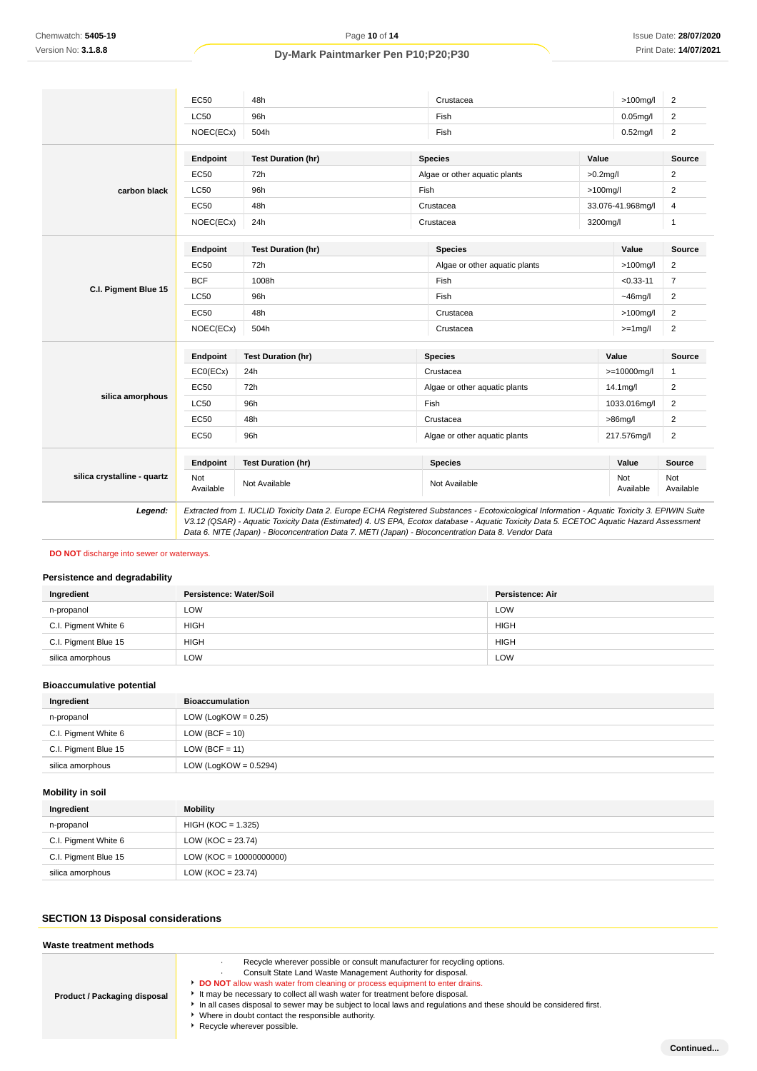| | Endpoint | Test Duration (hr) | Species | Value | Source |
|---|---|---|---|---|---|
| | EC50 | 48h | Crustacea | >100mg/l | 2 |
| | LC50 | 96h | Fish | 0.05mg/l | 2 |
| | NOEC(ECx) | 504h | Fish | 0.52mg/l | 2 |
| **carbon black** | **Endpoint** | **Test Duration (hr)** | **Species** | **Value** | **Source** |
| | EC50 | 72h | Algae or other aquatic plants | >0.2mg/l | 2 |
| | LC50 | 96h | Fish | >100mg/l | 2 |
| | EC50 | 48h | Crustacea | 33.076-41.968mg/l | 4 |
| | NOEC(ECx) | 24h | Crustacea | 3200mg/l | 1 |
| **C.I. Pigment Blue 15** | **Endpoint** | **Test Duration (hr)** | **Species** | **Value** | **Source** |
| | EC50 | 72h | Algae or other aquatic plants | >100mg/l | 2 |
| | BCF | 1008h | Fish | <0.33-11 | 7 |
| | LC50 | 96h | Fish | ~46mg/l | 2 |
| | EC50 | 48h | Crustacea | >100mg/l | 2 |
| | NOEC(ECx) | 504h | Crustacea | >=1mg/l | 2 |
| **silica amorphous** | **Endpoint** | **Test Duration (hr)** | **Species** | **Value** | **Source** |
| | EC0(ECx) | 24h | Crustacea | >=10000mg/l | 1 |
| | EC50 | 72h | Algae or other aquatic plants | 14.1mg/l | 2 |
| | LC50 | 96h | Fish | 1033.016mg/l | 2 |
| | EC50 | 48h | Crustacea | >86mg/l | 2 |
| | EC50 | 96h | Algae or other aquatic plants | 217.576mg/l | 2 |
| **silica crystalline - quartz** | **Endpoint** | **Test Duration (hr)** | **Species** | **Value** | **Source** |
| | Not Available | Not Available | Not Available | Not Available | Not Available |
| ***Legend:*** | *Extracted from 1. IUCLID Toxicity Data 2. Europe ECHA Registered Substances - Ecotoxicological Information - Aquatic Toxicity 3. EPIWIN Suite V3.12 (QSAR) - Aquatic Toxicity Data (Estimated) 4. US EPA, Ecotox database - Aquatic Toxicity Data 5. ECETOC Aquatic Hazard Assessment Data 6. NITE (Japan) - Bioconcentration Data 7. METI (Japan) - Bioconcentration Data 8. Vendor Data* | | | | |

**DO NOT** discharge into sewer or waterways.

### Persistence and degradability

| Ingredient | Persistence: Water/Soil | Persistence: Air |
|---|---|---|
| n-propanol | LOW | LOW |
| C.I. Pigment White 6 | HIGH | HIGH |
| C.I. Pigment Blue 15 | HIGH | HIGH |
| silica amorphous | LOW | LOW |

### Bioaccumulative potential

| Ingredient | Bioaccumulation |
|---|---|
| n-propanol | LOW (LogKOW = 0.25) |
| C.I. Pigment White 6 | LOW (BCF = 10) |
| C.I. Pigment Blue 15 | LOW (BCF = 11) |
| silica amorphous | LOW (LogKOW = 0.5294) |

### Mobility in soil

| Ingredient | Mobility |
|---|---|
| n-propanol | HIGH (KOC = 1.325) |
| C.I. Pigment White 6 | LOW (KOC = 23.74) |
| C.I. Pigment Blue 15 | LOW (KOC = 10000000000) |
| silica amorphous | LOW (KOC = 23.74) |

## SECTION 13 Disposal considerations

### Waste treatment methods

| | |
|---|---|
| **Product / Packaging disposal** | · Recycle wherever possible or consult manufacturer for recycling options.<br>· Consult State Land Waste Management Authority for disposal.<br>‣ **DO NOT** allow wash water from cleaning or process equipment to enter drains.<br>‣ It may be necessary to collect all wash water for treatment before disposal.<br>‣ In all cases disposal to sewer may be subject to local laws and regulations and these should be considered first.<br>‣ Where in doubt contact the responsible authority.<br>‣ Recycle wherever possible. |

**Continued...**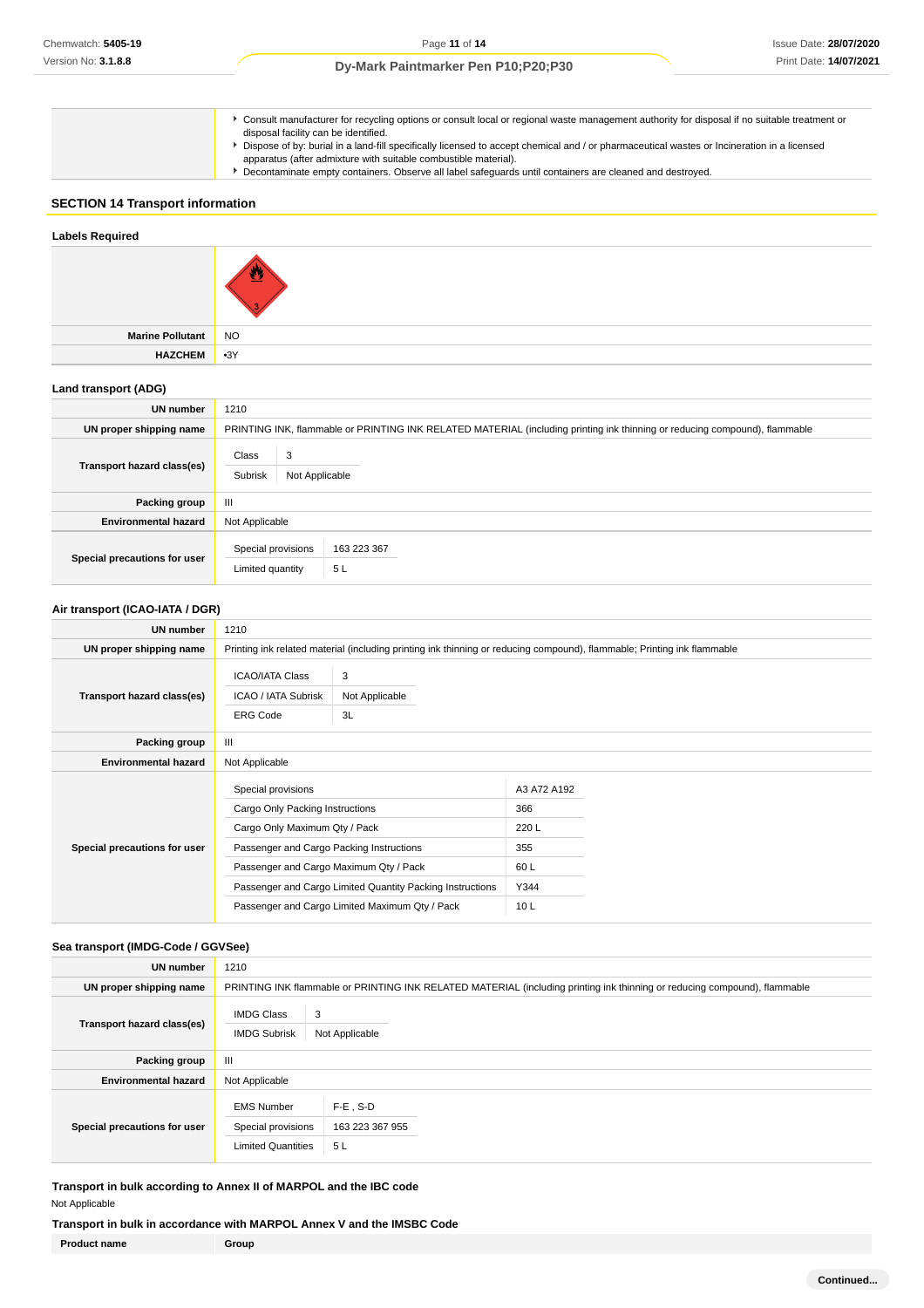| | |
|---|---|
| | ▸ Consult manufacturer for recycling options or consult local or regional waste management authority for disposal if no suitable treatment or disposal facility can be identified.<br>▸ Dispose of by: burial in a land-fill specifically licensed to accept chemical and / or pharmaceutical wastes or Incineration in a licensed apparatus (after admixture with suitable combustible material).<br>▸ Decontaminate empty containers. Observe all label safeguards until containers are cleaned and destroyed. |

## SECTION 14 Transport information

### Labels Required

| | |
|---|---|
| | |
| **Marine Pollutant** | NO |
| **HAZCHEM** | •3Y |

### Land transport (ADG)

| | |
|---|---|
| **UN number** | 1210 |
| **UN proper shipping name** | PRINTING INK, flammable or PRINTING INK RELATED MATERIAL (including printing ink thinning or reducing compound), flammable |
| **Transport hazard class(es)** | Class: 3<br>Subrisk: Not Applicable |
| **Packing group** | III |
| **Environmental hazard** | Not Applicable |
| **Special precautions for user** | Special provisions: 163 223 367<br>Limited quantity: 5 L |

### Air transport (ICAO-IATA / DGR)

| | |
|---|---|
| **UN number** | 1210 |
| **UN proper shipping name** | Printing ink related material (including printing ink thinning or reducing compound), flammable; Printing ink flammable |
| **Transport hazard class(es)** | ICAO/IATA Class: 3<br>ICAO / IATA Subrisk: Not Applicable<br>ERG Code: 3L |
| **Packing group** | III |
| **Environmental hazard** | Not Applicable |
| **Special precautions for user** | Special provisions: A3 A72 A192<br>Cargo Only Packing Instructions: 366<br>Cargo Only Maximum Qty / Pack: 220 L<br>Passenger and Cargo Packing Instructions: 355<br>Passenger and Cargo Maximum Qty / Pack: 60 L<br>Passenger and Cargo Limited Quantity Packing Instructions: Y344<br>Passenger and Cargo Limited Maximum Qty / Pack: 10 L |

### Sea transport (IMDG-Code / GGVSee)

| | |
|---|---|
| **UN number** | 1210 |
| **UN proper shipping name** | PRINTING INK flammable or PRINTING INK RELATED MATERIAL (including printing ink thinning or reducing compound), flammable |
| **Transport hazard class(es)** | IMDG Class: 3<br>IMDG Subrisk: Not Applicable |
| **Packing group** | III |
| **Environmental hazard** | Not Applicable |
| **Special precautions for user** | EMS Number: F-E , S-D<br>Special provisions: 163 223 367 955<br>Limited Quantities: 5 L |

### Transport in bulk according to Annex II of MARPOL and the IBC code

Not Applicable

### Transport in bulk in accordance with MARPOL Annex V and the IMSBC Code

| Product name | Group |
|---|---|

Continued...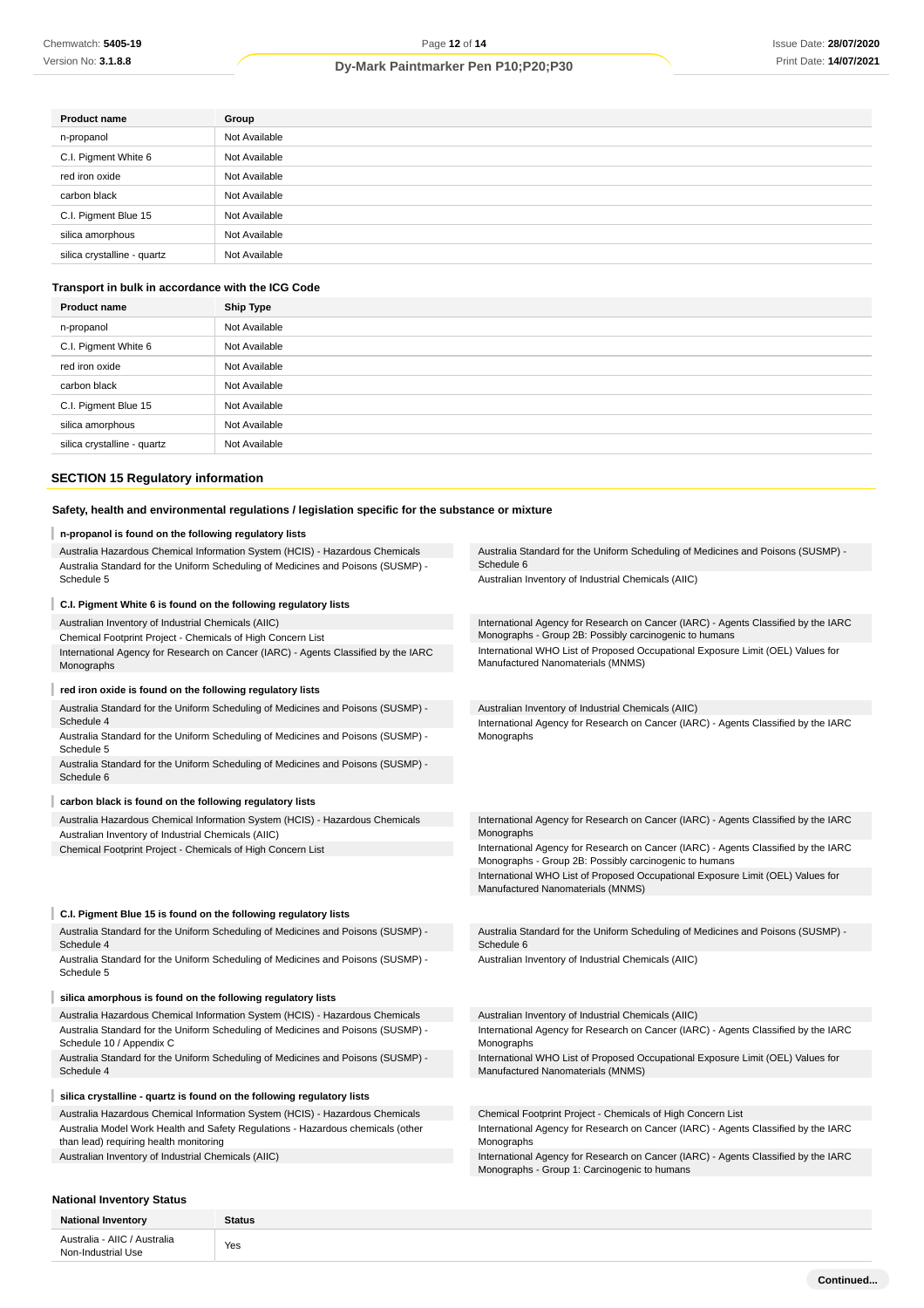| Product name | Group |
| --- | --- |
| n-propanol | Not Available |
| C.I. Pigment White 6 | Not Available |
| red iron oxide | Not Available |
| carbon black | Not Available |
| C.I. Pigment Blue 15 | Not Available |
| silica amorphous | Not Available |
| silica crystalline - quartz | Not Available |

### Transport in bulk in accordance with the ICG Code

| Product name | Ship Type |
| --- | --- |
| n-propanol | Not Available |
| C.I. Pigment White 6 | Not Available |
| red iron oxide | Not Available |
| carbon black | Not Available |
| C.I. Pigment Blue 15 | Not Available |
| silica amorphous | Not Available |
| silica crystalline - quartz | Not Available |

## SECTION 15 Regulatory information

### Safety, health and environmental regulations / legislation specific for the substance or mixture

**n-propanol is found on the following regulatory lists**

- Australia Hazardous Chemical Information System (HCIS) - Hazardous Chemicals
- Australia Standard for the Uniform Scheduling of Medicines and Poisons (SUSMP) - Schedule 5
- Australia Standard for the Uniform Scheduling of Medicines and Poisons (SUSMP) - Schedule 6
- Australian Inventory of Industrial Chemicals (AIIC)

**C.I. Pigment White 6 is found on the following regulatory lists**

- Australian Inventory of Industrial Chemicals (AIIC)
- Chemical Footprint Project - Chemicals of High Concern List
- International Agency for Research on Cancer (IARC) - Agents Classified by the IARC Monographs
- International Agency for Research on Cancer (IARC) - Agents Classified by the IARC Monographs - Group 2B: Possibly carcinogenic to humans
- International WHO List of Proposed Occupational Exposure Limit (OEL) Values for Manufactured Nanomaterials (MNMS)

**red iron oxide is found on the following regulatory lists**

- Australia Standard for the Uniform Scheduling of Medicines and Poisons (SUSMP) - Schedule 4
- Australia Standard for the Uniform Scheduling of Medicines and Poisons (SUSMP) - Schedule 5
- Australia Standard for the Uniform Scheduling of Medicines and Poisons (SUSMP) - Schedule 6
- Australian Inventory of Industrial Chemicals (AIIC)
- International Agency for Research on Cancer (IARC) - Agents Classified by the IARC Monographs

**carbon black is found on the following regulatory lists**

- Australia Hazardous Chemical Information System (HCIS) - Hazardous Chemicals
- Australian Inventory of Industrial Chemicals (AIIC)
- Chemical Footprint Project - Chemicals of High Concern List
- International Agency for Research on Cancer (IARC) - Agents Classified by the IARC Monographs
- International Agency for Research on Cancer (IARC) - Agents Classified by the IARC Monographs - Group 2B: Possibly carcinogenic to humans
- International WHO List of Proposed Occupational Exposure Limit (OEL) Values for Manufactured Nanomaterials (MNMS)

**C.I. Pigment Blue 15 is found on the following regulatory lists**

- Australia Standard for the Uniform Scheduling of Medicines and Poisons (SUSMP) - Schedule 4
- Australia Standard for the Uniform Scheduling of Medicines and Poisons (SUSMP) - Schedule 5
- Australia Standard for the Uniform Scheduling of Medicines and Poisons (SUSMP) - Schedule 6
- Australian Inventory of Industrial Chemicals (AIIC)

**silica amorphous is found on the following regulatory lists**

- Australia Hazardous Chemical Information System (HCIS) - Hazardous Chemicals
- Australia Standard for the Uniform Scheduling of Medicines and Poisons (SUSMP) - Schedule 10 / Appendix C
- Australia Standard for the Uniform Scheduling of Medicines and Poisons (SUSMP) - Schedule 4
- Australian Inventory of Industrial Chemicals (AIIC)
- International Agency for Research on Cancer (IARC) - Agents Classified by the IARC Monographs
- International WHO List of Proposed Occupational Exposure Limit (OEL) Values for Manufactured Nanomaterials (MNMS)

**silica crystalline - quartz is found on the following regulatory lists**

- Australia Hazardous Chemical Information System (HCIS) - Hazardous Chemicals
- Australia Model Work Health and Safety Regulations - Hazardous chemicals (other than lead) requiring health monitoring
- Australian Inventory of Industrial Chemicals (AIIC)
- Chemical Footprint Project - Chemicals of High Concern List
- International Agency for Research on Cancer (IARC) - Agents Classified by the IARC Monographs
- International Agency for Research on Cancer (IARC) - Agents Classified by the IARC Monographs - Group 1: Carcinogenic to humans

### National Inventory Status

| National Inventory | Status |
| --- | --- |
| Australia - AIIC / Australia Non-Industrial Use | Yes |

Continued...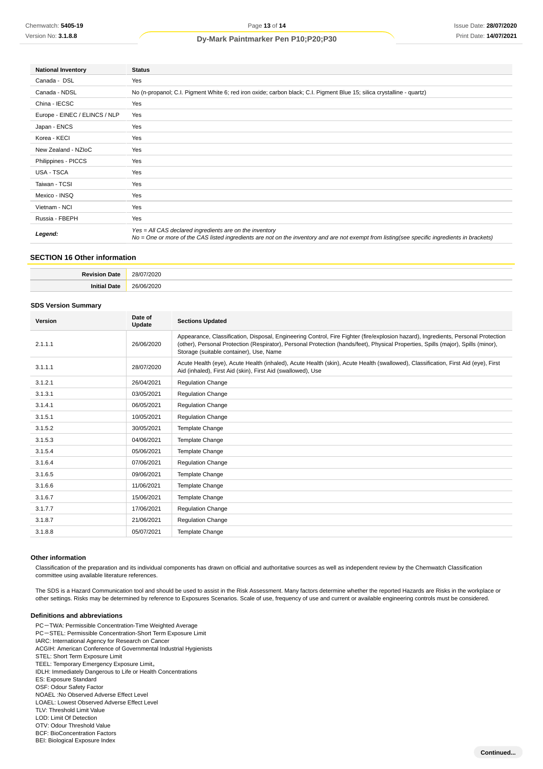| National Inventory | Status |
|---|---|
| Canada - DSL | Yes |
| Canada - NDSL | No (n-propanol; C.I. Pigment White 6; red iron oxide; carbon black; C.I. Pigment Blue 15; silica crystalline - quartz) |
| China - IECSC | Yes |
| Europe - EINEC / ELINCS / NLP | Yes |
| Japan - ENCS | Yes |
| Korea - KECI | Yes |
| New Zealand - NZIoC | Yes |
| Philippines - PICCS | Yes |
| USA - TSCA | Yes |
| Taiwan - TCSI | Yes |
| Mexico - INSQ | Yes |
| Vietnam - NCI | Yes |
| Russia - FBEPH | Yes |
| ***Legend:*** | *Yes = All CAS declared ingredients are on the inventory*<br>*No = One or more of the CAS listed ingredients are not on the inventory and are not exempt from listing(see specific ingredients in brackets)* |

## SECTION 16 Other information

| | |
|---|---|
| **Revision Date** | 28/07/2020 |
| **Initial Date** | 26/06/2020 |

### SDS Version Summary

| Version | Date of Update | Sections Updated |
|---|---|---|
| 2.1.1.1 | 26/06/2020 | Appearance, Classification, Disposal, Engineering Control, Fire Fighter (fire/explosion hazard), Ingredients, Personal Protection (other), Personal Protection (Respirator), Personal Protection (hands/feet), Physical Properties, Spills (major), Spills (minor), Storage (suitable container), Use, Name |
| 3.1.1.1 | 28/07/2020 | Acute Health (eye), Acute Health (inhaled), Acute Health (skin), Acute Health (swallowed), Classification, First Aid (eye), First Aid (inhaled), First Aid (skin), First Aid (swallowed), Use |
| 3.1.2.1 | 26/04/2021 | Regulation Change |
| 3.1.3.1 | 03/05/2021 | Regulation Change |
| 3.1.4.1 | 06/05/2021 | Regulation Change |
| 3.1.5.1 | 10/05/2021 | Regulation Change |
| 3.1.5.2 | 30/05/2021 | Template Change |
| 3.1.5.3 | 04/06/2021 | Template Change |
| 3.1.5.4 | 05/06/2021 | Template Change |
| 3.1.6.4 | 07/06/2021 | Regulation Change |
| 3.1.6.5 | 09/06/2021 | Template Change |
| 3.1.6.6 | 11/06/2021 | Template Change |
| 3.1.6.7 | 15/06/2021 | Template Change |
| 3.1.7.7 | 17/06/2021 | Regulation Change |
| 3.1.8.7 | 21/06/2021 | Regulation Change |
| 3.1.8.8 | 05/07/2021 | Template Change |

### Other information

Classification of the preparation and its individual components has drawn on official and authoritative sources as well as independent review by the Chemwatch Classification committee using available literature references.

The SDS is a Hazard Communication tool and should be used to assist in the Risk Assessment. Many factors determine whether the reported Hazards are Risks in the workplace or other settings. Risks may be determined by reference to Exposures Scenarios. Scale of use, frequency of use and current or available engineering controls must be considered.

### Definitions and abbreviations

PC－TWA: Permissible Concentration-Time Weighted Average
PC－STEL: Permissible Concentration-Short Term Exposure Limit
IARC: International Agency for Research on Cancer
ACGIH: American Conference of Governmental Industrial Hygienists
STEL: Short Term Exposure Limit
TEEL: Temporary Emergency Exposure Limit。
IDLH: Immediately Dangerous to Life or Health Concentrations
ES: Exposure Standard
OSF: Odour Safety Factor
NOAEL :No Observed Adverse Effect Level
LOAEL: Lowest Observed Adverse Effect Level
TLV: Threshold Limit Value
LOD: Limit Of Detection
OTV: Odour Threshold Value
BCF: BioConcentration Factors
BEI: Biological Exposure Index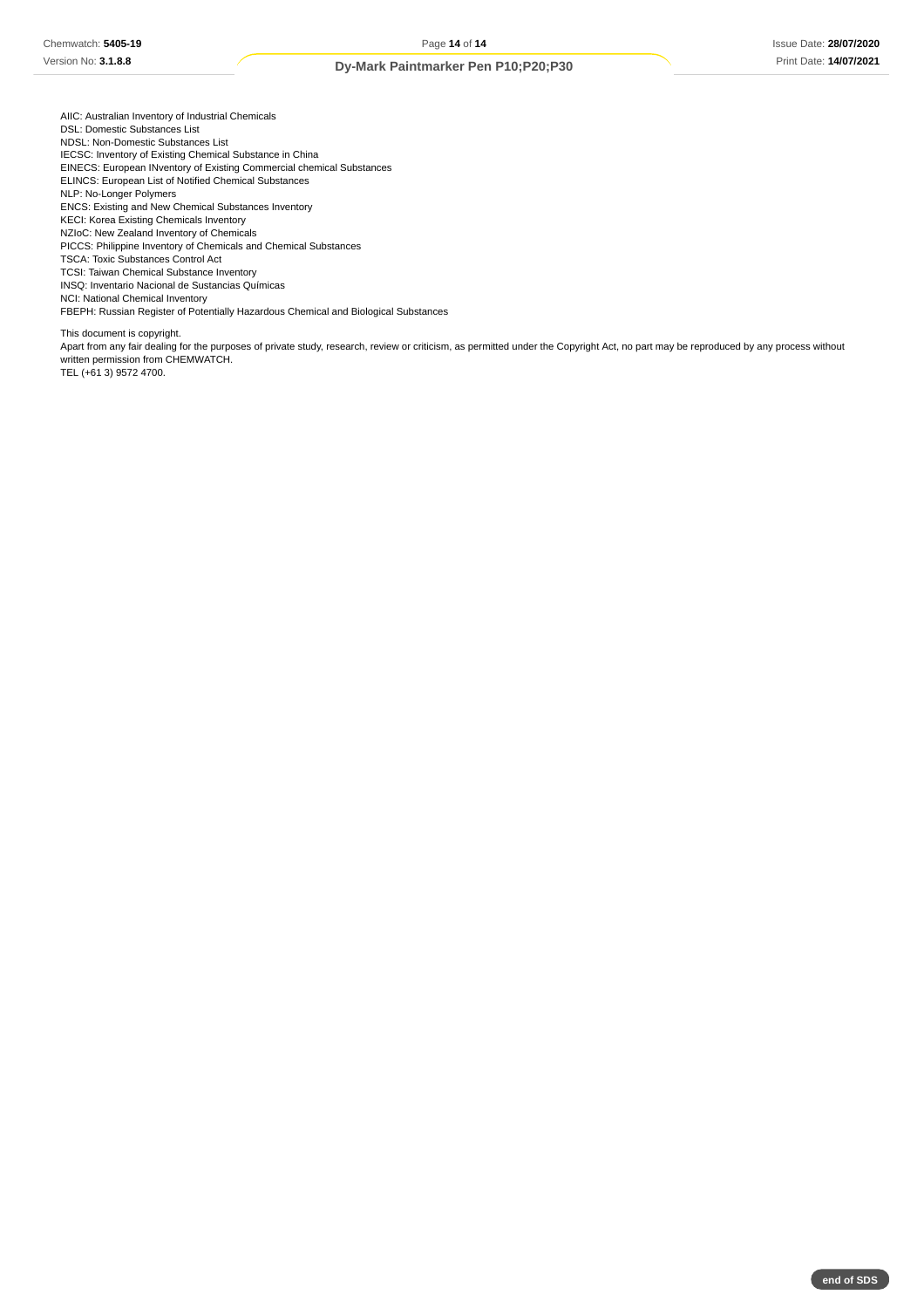AIIC: Australian Inventory of Industrial Chemicals
DSL: Domestic Substances List
NDSL: Non-Domestic Substances List
IECSC: Inventory of Existing Chemical Substance in China
EINECS: European INventory of Existing Commercial chemical Substances
ELINCS: European List of Notified Chemical Substances
NLP: No-Longer Polymers
ENCS: Existing and New Chemical Substances Inventory
KECI: Korea Existing Chemicals Inventory
NZIoC: New Zealand Inventory of Chemicals
PICCS: Philippine Inventory of Chemicals and Chemical Substances
TSCA: Toxic Substances Control Act
TCSI: Taiwan Chemical Substance Inventory
INSQ: Inventario Nacional de Sustancias Químicas
NCI: National Chemical Inventory
FBEPH: Russian Register of Potentially Hazardous Chemical and Biological Substances

This document is copyright.
Apart from any fair dealing for the purposes of private study, research, review or criticism, as permitted under the Copyright Act, no part may be reproduced by any process without written permission from CHEMWATCH.
TEL (+61 3) 9572 4700.

**end of SDS**